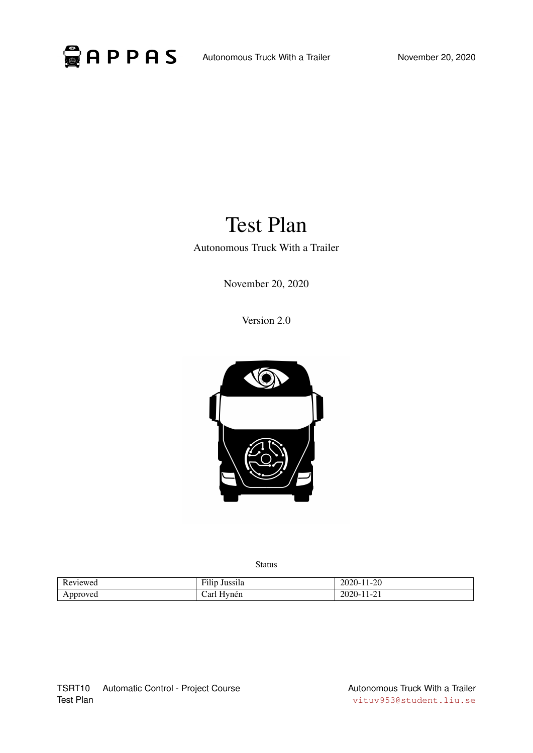# Test Plan

Autonomous Truck With a Trailer

November 20, 2020

Version 2.0

Status

| | | |
|---|---|---|
| Reviewed | Filip Jussila | 2020-11-20 |
| Approved | Carl Hynén | 2020-11-21 |

TSRT10 Automatic Control - Project Course
Test Plan

Autonomous Truck With a Trailer
vituv953@student.liu.se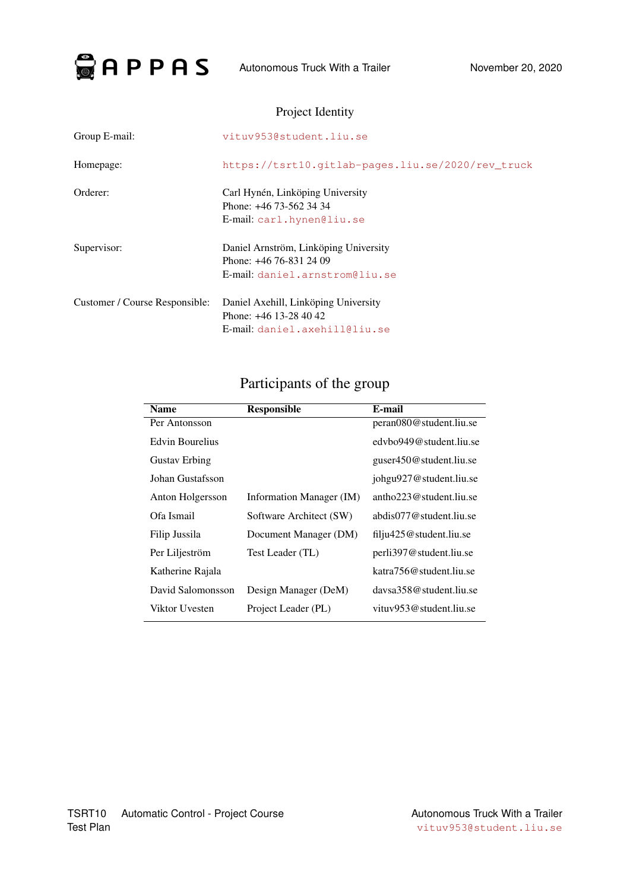## Project Identity

| | |
|---|---|
| Group E-mail: | vituv953@student.liu.se |
| Homepage: | https://tsrt10.gitlab-pages.liu.se/2020/rev_truck |
| Orderer: | Carl Hynén, Linköping University<br>Phone: +46 73-562 34 34<br>E-mail: carl.hynen@liu.se |
| Supervisor: | Daniel Arnström, Linköping University<br>Phone: +46 76-831 24 09<br>E-mail: daniel.arnstrom@liu.se |
| Customer / Course Responsible: | Daniel Axehill, Linköping University<br>Phone: +46 13-28 40 42<br>E-mail: daniel.axehill@liu.se |

## Participants of the group

| Name | Responsible | E-mail |
|---|---|---|
| Per Antonsson | | peran080@student.liu.se |
| Edvin Bourelius | | edvbo949@student.liu.se |
| Gustav Erbing | | guser450@student.liu.se |
| Johan Gustafsson | | johgu927@student.liu.se |
| Anton Holgersson | Information Manager (IM) | antho223@student.liu.se |
| Ofa Ismail | Software Architect (SW) | abdis077@student.liu.se |
| Filip Jussila | Document Manager (DM) | filju425@student.liu.se |
| Per Liljeström | Test Leader (TL) | perli397@student.liu.se |
| Katherine Rajala | | katra756@student.liu.se |
| David Salomonsson | Design Manager (DeM) | davsa358@student.liu.se |
| Viktor Uvesten | Project Leader (PL) | vituv953@student.liu.se |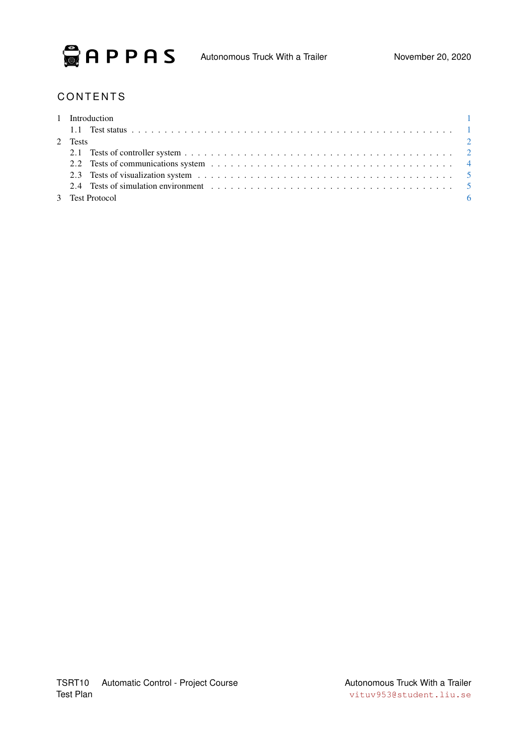# CONTENTS

1 Introduction 1
  1.1 Test status . . . . . . . . . . . . . . . . . . . . . . . . . . . . . . . . . . . . . . . . . . . . . . . . . . . . . 1
2 Tests 2
  2.1 Tests of controller system . . . . . . . . . . . . . . . . . . . . . . . . . . . . . . . . . . . . . . . . . . . . 2
  2.2 Tests of communications system . . . . . . . . . . . . . . . . . . . . . . . . . . . . . . . . . . . . . . . . 4
  2.3 Tests of visualization system . . . . . . . . . . . . . . . . . . . . . . . . . . . . . . . . . . . . . . . . . . 5
  2.4 Tests of simulation environment . . . . . . . . . . . . . . . . . . . . . . . . . . . . . . . . . . . . . . . . 5
3 Test Protocol 6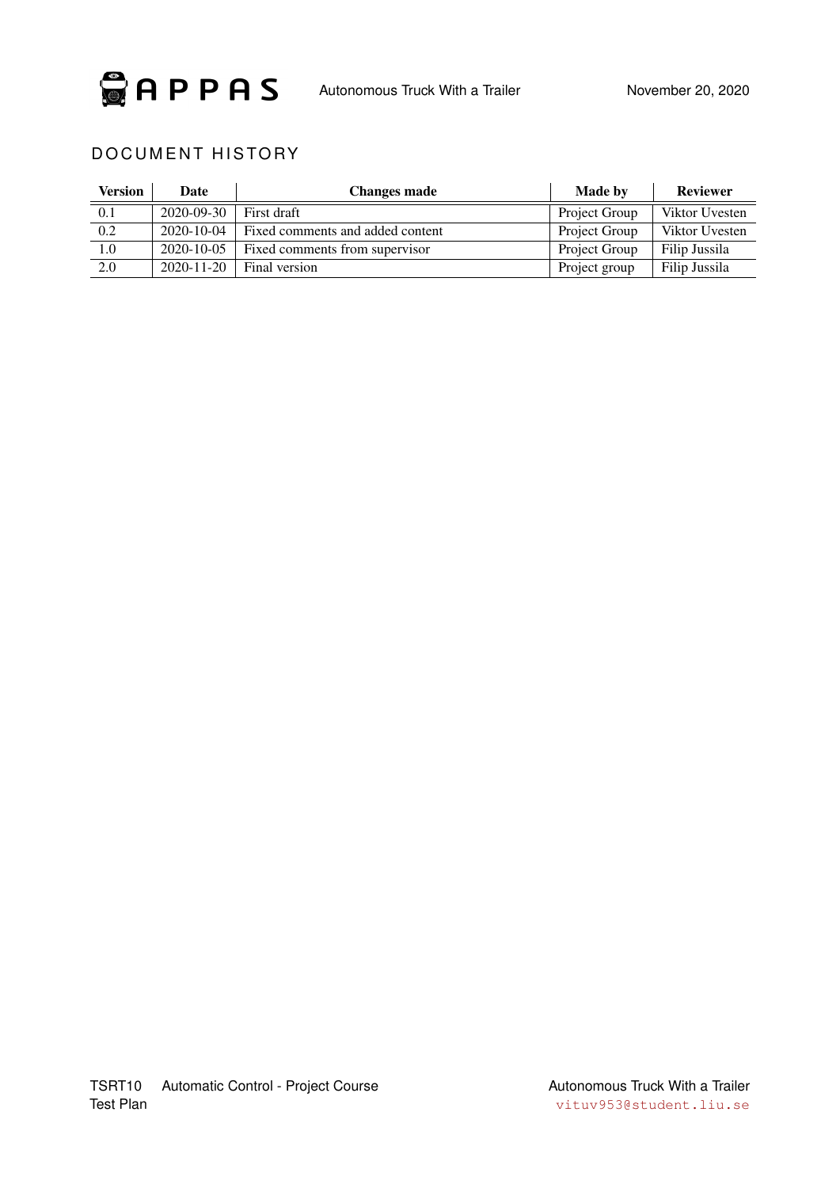## DOCUMENT HISTORY

| Version | Date | Changes made | Made by | Reviewer |
|---|---|---|---|---|
| 0.1 | 2020-09-30 | First draft | Project Group | Viktor Uvesten |
| 0.2 | 2020-10-04 | Fixed comments and added content | Project Group | Viktor Uvesten |
| 1.0 | 2020-10-05 | Fixed comments from supervisor | Project Group | Filip Jussila |
| 2.0 | 2020-11-20 | Final version | Project group | Filip Jussila |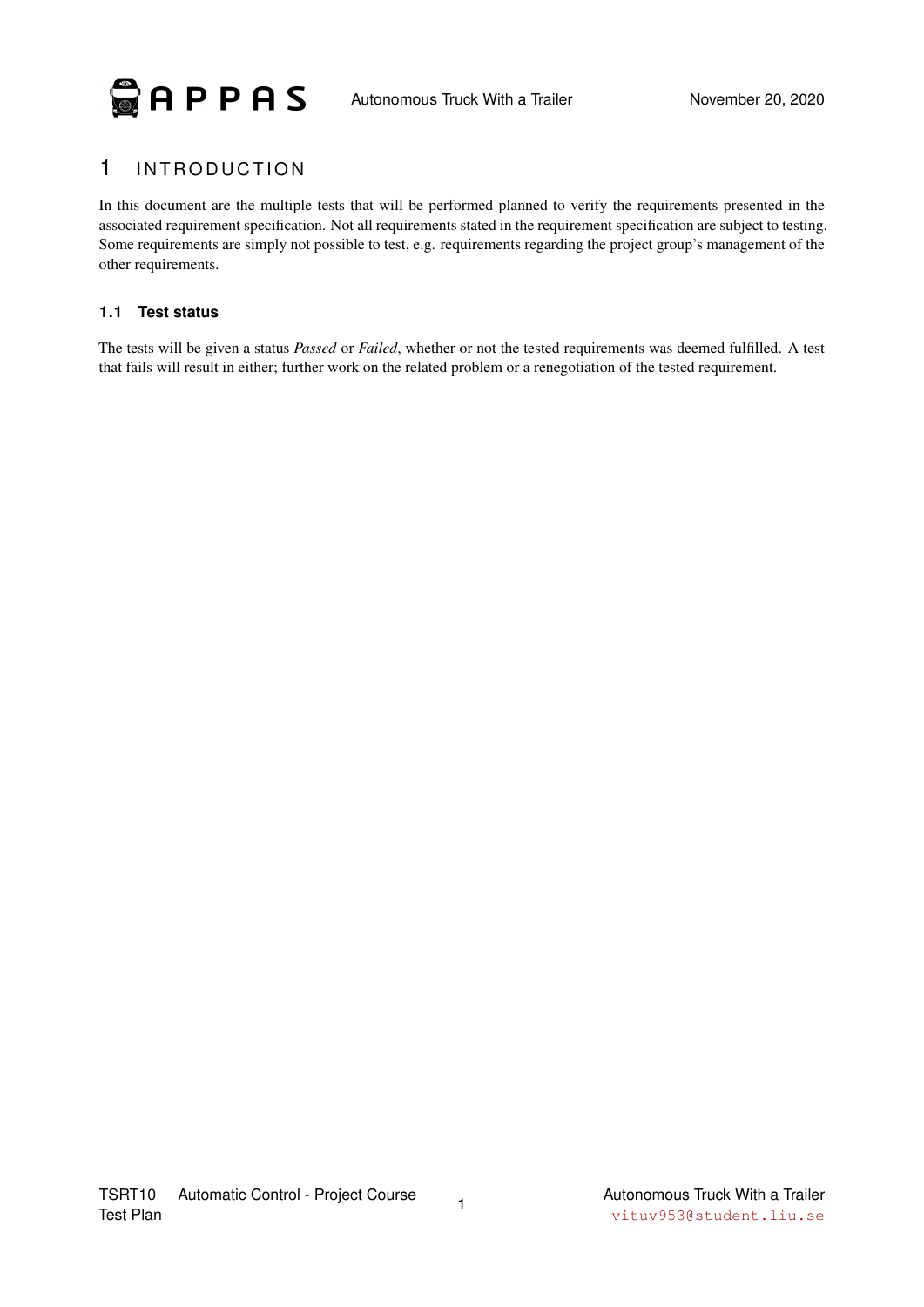# 1 INTRODUCTION

In this document are the multiple tests that will be performed planned to verify the requirements presented in the associated requirement specification. Not all requirements stated in the requirement specification are subject to testing. Some requirements are simply not possible to test, e.g. requirements regarding the project group's management of the other requirements.

## 1.1 Test status

The tests will be given a status *Passed* or *Failed*, whether or not the tested requirements was deemed fulfilled. A test that fails will result in either; further work on the related problem or a renegotiation of the tested requirement.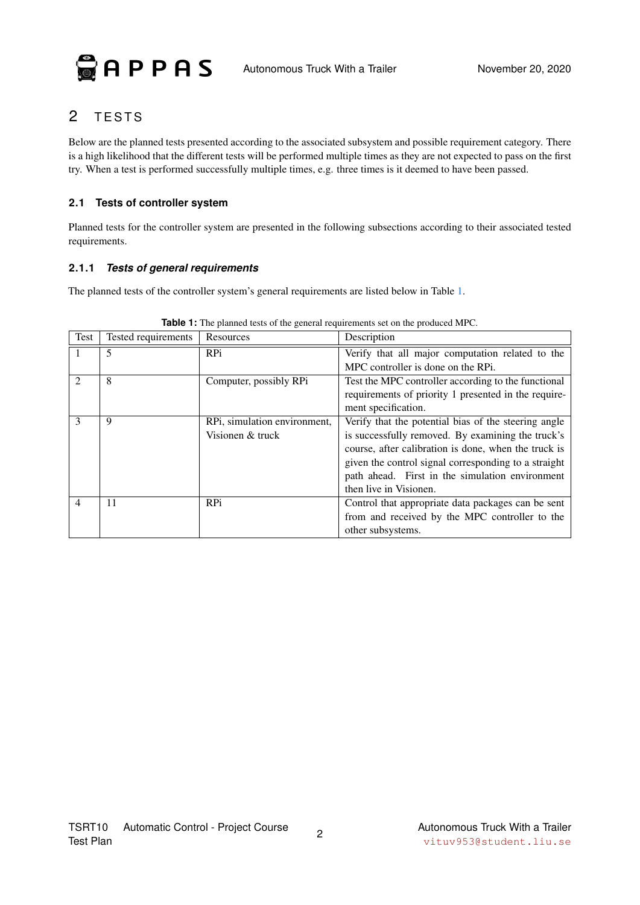# 2 TESTS

Below are the planned tests presented according to the associated subsystem and possible requirement category. There is a high likelihood that the different tests will be performed multiple times as they are not expected to pass on the first try. When a test is performed successfully multiple times, e.g. three times is it deemed to have been passed.

## 2.1 Tests of controller system

Planned tests for the controller system are presented in the following subsections according to their associated tested requirements.

### 2.1.1 *Tests of general requirements*

The planned tests of the controller system's general requirements are listed below in Table 1.

**Table 1:** The planned tests of the general requirements set on the produced MPC.

| Test | Tested requirements | Resources | Description |
|---|---|---|---|
| 1 | 5 | RPi | Verify that all major computation related to the MPC controller is done on the RPi. |
| 2 | 8 | Computer, possibly RPi | Test the MPC controller according to the functional requirements of priority 1 presented in the requirement specification. |
| 3 | 9 | RPi, simulation environment, Visionen & truck | Verify that the potential bias of the steering angle is successfully removed. By examining the truck's course, after calibration is done, when the truck is given the control signal corresponding to a straight path ahead. First in the simulation environment then live in Visionen. |
| 4 | 11 | RPi | Control that appropriate data packages can be sent from and received by the MPC controller to the other subsystems. |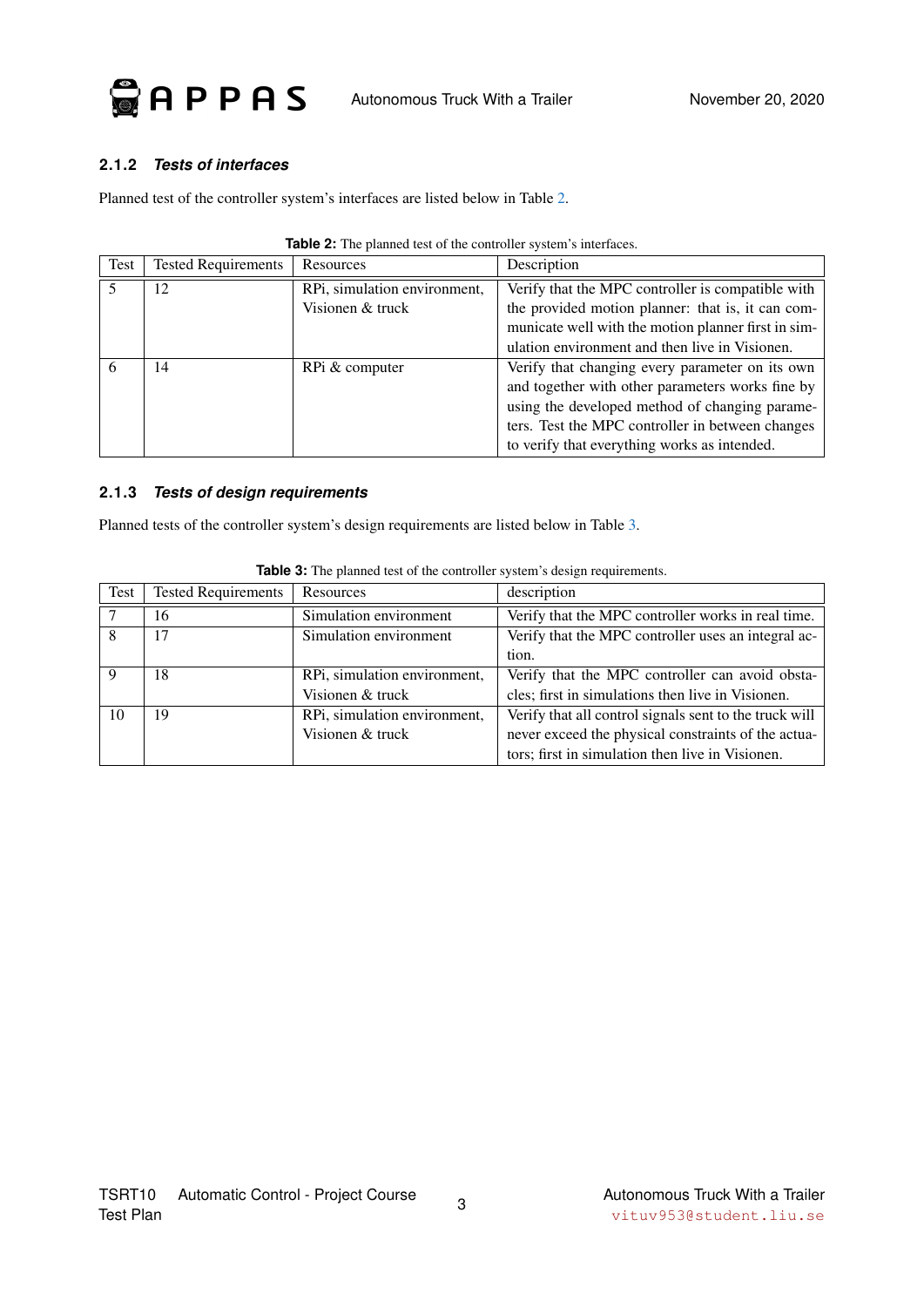### 2.1.2 *Tests of interfaces*

Planned test of the controller system's interfaces are listed below in Table 2.

**Table 2:** The planned test of the controller system's interfaces.

| Test | Tested Requirements | Resources | Description |
|---|---|---|---|
| 5 | 12 | RPi, simulation environment, Visionen & truck | Verify that the MPC controller is compatible with the provided motion planner: that is, it can communicate well with the motion planner first in simulation environment and then live in Visionen. |
| 6 | 14 | RPi & computer | Verify that changing every parameter on its own and together with other parameters works fine by using the developed method of changing parameters. Test the MPC controller in between changes to verify that everything works as intended. |

### 2.1.3 *Tests of design requirements*

Planned tests of the controller system's design requirements are listed below in Table 3.

**Table 3:** The planned test of the controller system's design requirements.

| Test | Tested Requirements | Resources | description |
|---|---|---|---|
| 7 | 16 | Simulation environment | Verify that the MPC controller works in real time. |
| 8 | 17 | Simulation environment | Verify that the MPC controller uses an integral action. |
| 9 | 18 | RPi, simulation environment, Visionen & truck | Verify that the MPC controller can avoid obstacles; first in simulations then live in Visionen. |
| 10 | 19 | RPi, simulation environment, Visionen & truck | Verify that all control signals sent to the truck will never exceed the physical constraints of the actuators; first in simulation then live in Visionen. |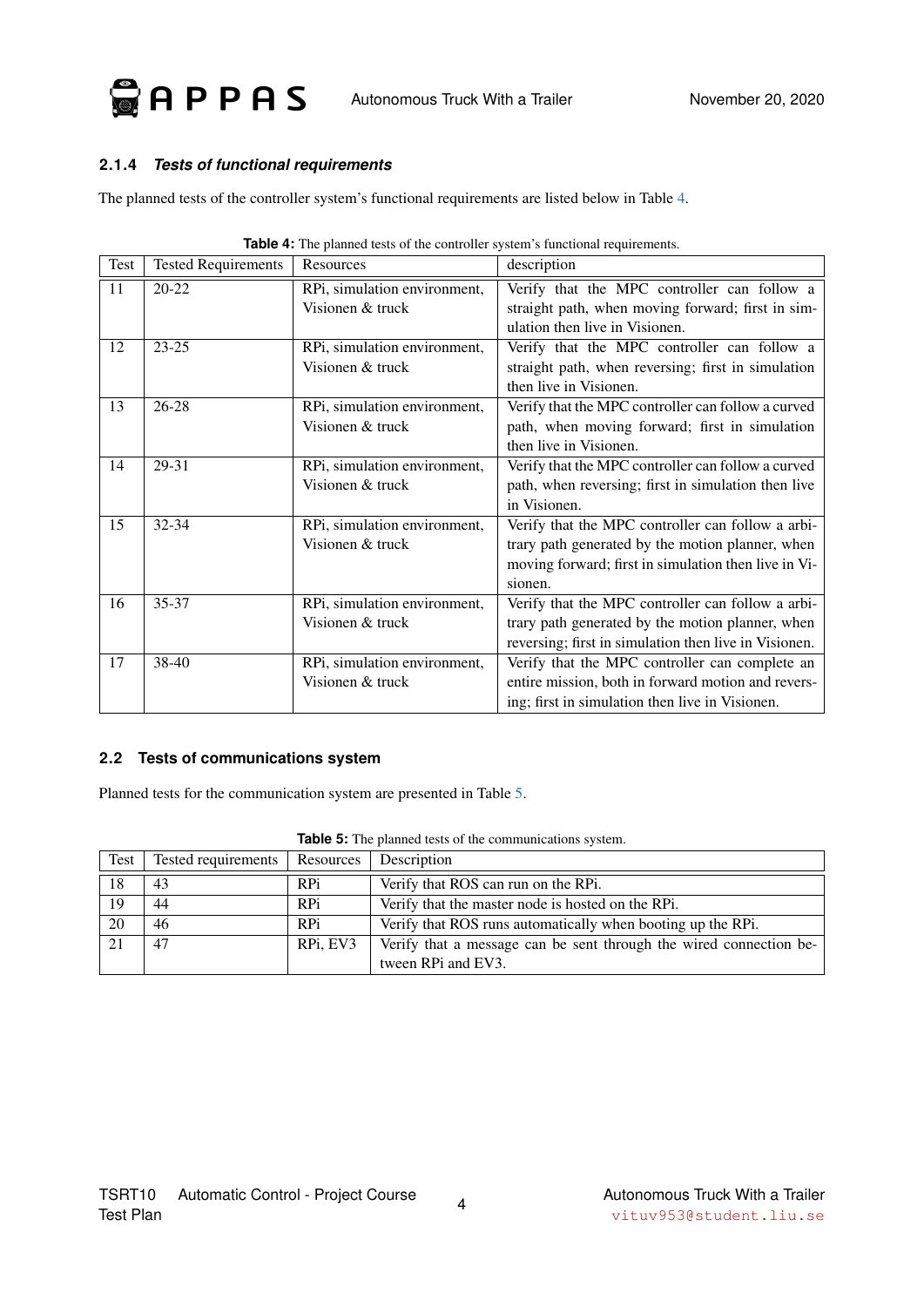#### 2.1.4 *Tests of functional requirements*

The planned tests of the controller system's functional requirements are listed below in Table 4.

**Table 4:** The planned tests of the controller system's functional requirements.

| Test | Tested Requirements | Resources | description |
|---|---|---|---|
| 11 | 20-22 | RPi, simulation environment, Visionen & truck | Verify that the MPC controller can follow a straight path, when moving forward; first in simulation then live in Visionen. |
| 12 | 23-25 | RPi, simulation environment, Visionen & truck | Verify that the MPC controller can follow a straight path, when reversing; first in simulation then live in Visionen. |
| 13 | 26-28 | RPi, simulation environment, Visionen & truck | Verify that the MPC controller can follow a curved path, when moving forward; first in simulation then live in Visionen. |
| 14 | 29-31 | RPi, simulation environment, Visionen & truck | Verify that the MPC controller can follow a curved path, when reversing; first in simulation then live in Visionen. |
| 15 | 32-34 | RPi, simulation environment, Visionen & truck | Verify that the MPC controller can follow a arbitrary path generated by the motion planner, when moving forward; first in simulation then live in Visionen. |
| 16 | 35-37 | RPi, simulation environment, Visionen & truck | Verify that the MPC controller can follow a arbitrary path generated by the motion planner, when reversing; first in simulation then live in Visionen. |
| 17 | 38-40 | RPi, simulation environment, Visionen & truck | Verify that the MPC controller can complete an entire mission, both in forward motion and reversing; first in simulation then live in Visionen. |

### 2.2 Tests of communications system

Planned tests for the communication system are presented in Table 5.

**Table 5:** The planned tests of the communications system.

| Test | Tested requirements | Resources | Description |
|---|---|---|---|
| 18 | 43 | RPi | Verify that ROS can run on the RPi. |
| 19 | 44 | RPi | Verify that the master node is hosted on the RPi. |
| 20 | 46 | RPi | Verify that ROS runs automatically when booting up the RPi. |
| 21 | 47 | RPi, EV3 | Verify that a message can be sent through the wired connection between RPi and EV3. |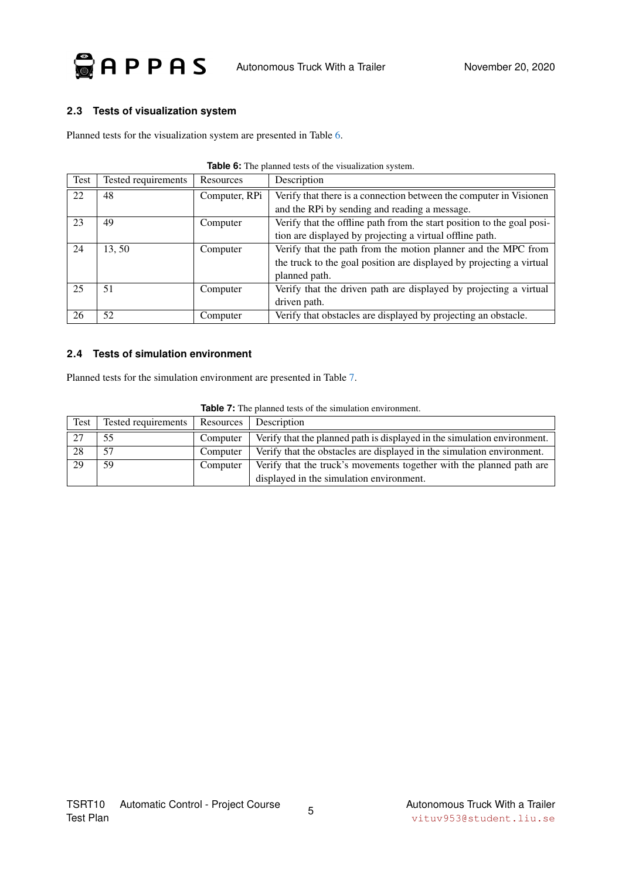### 2.3 Tests of visualization system

Planned tests for the visualization system are presented in Table 6.

**Table 6:** The planned tests of the visualization system.

| Test | Tested requirements | Resources | Description |
|---|---|---|---|
| 22 | 48 | Computer, RPi | Verify that there is a connection between the computer in Visionen and the RPi by sending and reading a message. |
| 23 | 49 | Computer | Verify that the offline path from the start position to the goal position are displayed by projecting a virtual offline path. |
| 24 | 13, 50 | Computer | Verify that the path from the motion planner and the MPC from the truck to the goal position are displayed by projecting a virtual planned path. |
| 25 | 51 | Computer | Verify that the driven path are displayed by projecting a virtual driven path. |
| 26 | 52 | Computer | Verify that obstacles are displayed by projecting an obstacle. |

### 2.4 Tests of simulation environment

Planned tests for the simulation environment are presented in Table 7.

**Table 7:** The planned tests of the simulation environment.

| Test | Tested requirements | Resources | Description |
|---|---|---|---|
| 27 | 55 | Computer | Verify that the planned path is displayed in the simulation environment. |
| 28 | 57 | Computer | Verify that the obstacles are displayed in the simulation environment. |
| 29 | 59 | Computer | Verify that the truck's movements together with the planned path are displayed in the simulation environment. |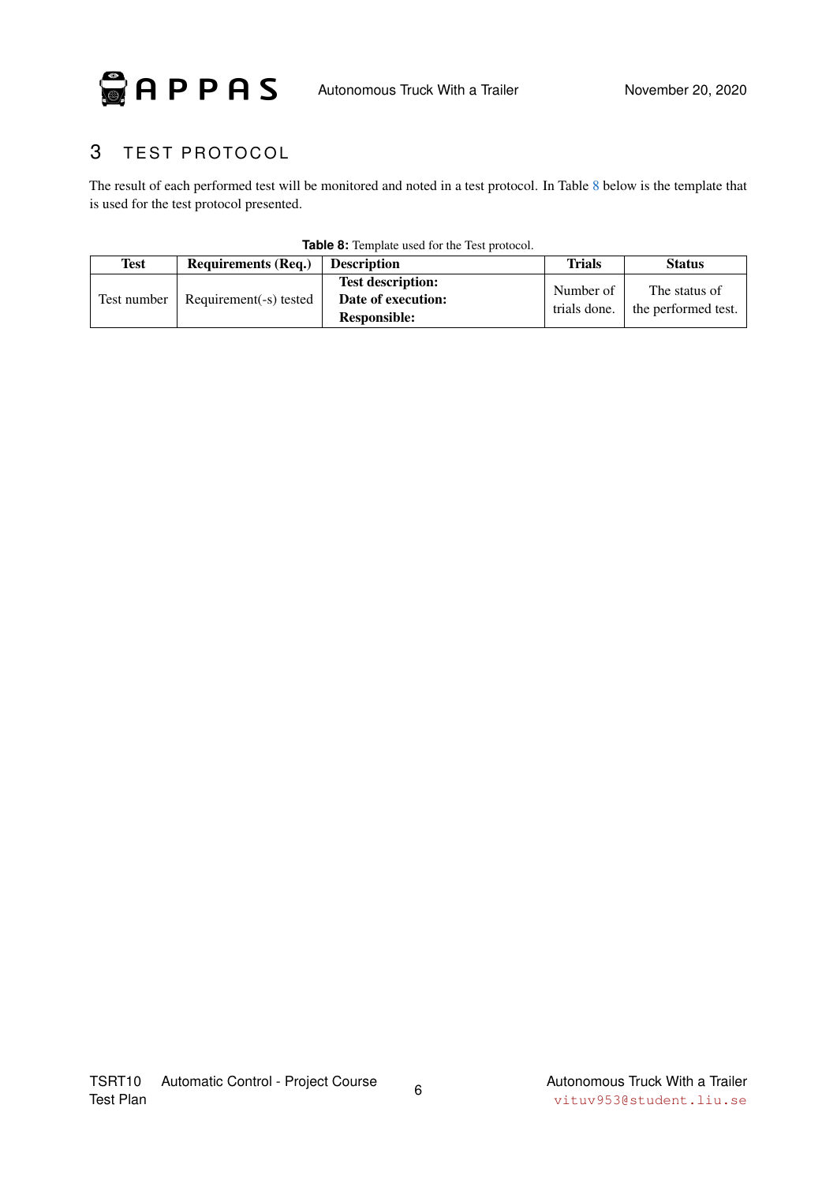# 3 TEST PROTOCOL

The result of each performed test will be monitored and noted in a test protocol. In Table 8 below is the template that is used for the test protocol presented.

**Table 8:** Template used for the Test protocol.

| Test | Requirements (Req.) | Description | Trials | Status |
|---|---|---|---|---|
| Test number | Requirement(-s) tested | **Test description:**<br>**Date of execution:**<br>**Responsible:** | Number of trials done. | The status of the performed test. |